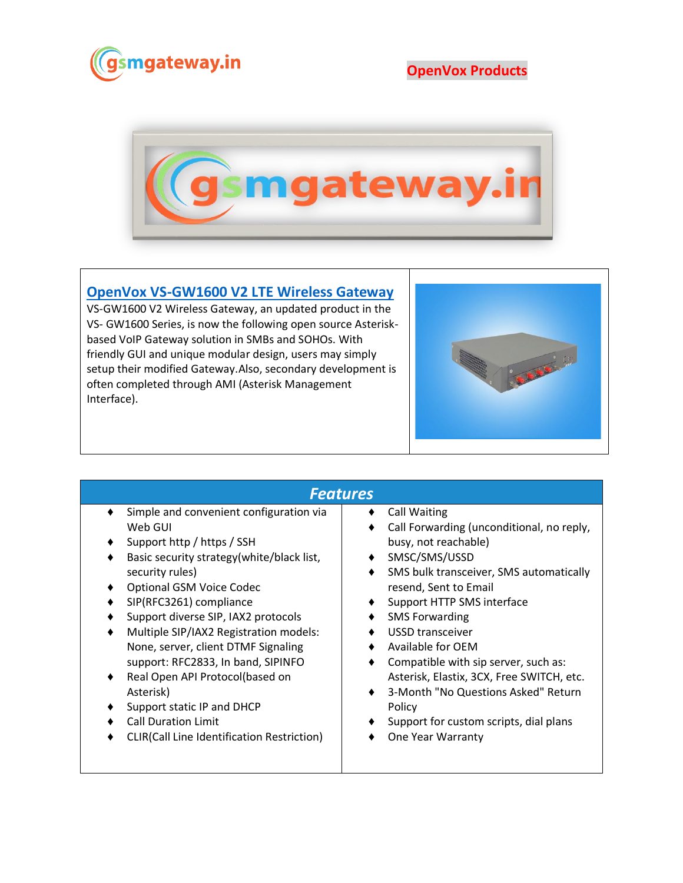gsmgateway.in

OpenVox Products

## OpenVox VS-GW1600 V2 LTE Wireless Gateway

VS-GW1600 V2 Wireless Gateway, an updated product in the VS- GW1600 Series, is now the following open source Asterisk-based VoIP Gateway solution in SMBs and SOHOs. With friendly GUI and unique modular design, users may simply setup their modified Gateway.Also, secondary development is often completed through AMI (Asterisk Management Interface).

## Features

- Simple and convenient configuration via Web GUI
- Support http / https / SSH
- Basic security strategy(white/black list, security rules)
- Optional GSM Voice Codec
- SIP(RFC3261) compliance
- Support diverse SIP, IAX2 protocols
- Multiple SIP/IAX2 Registration models: None, server, client DTMF Signaling support: RFC2833, In band, SIPINFO
- Real Open API Protocol(based on Asterisk)
- Support static IP and DHCP
- Call Duration Limit
- CLIR(Call Line Identification Restriction)
- Call Waiting
- Call Forwarding (unconditional, no reply, busy, not reachable)
- SMSC/SMS/USSD
- SMS bulk transceiver, SMS automatically resend, Sent to Email
- Support HTTP SMS interface
- SMS Forwarding
- USSD transceiver
- Available for OEM
- Compatible with sip server, such as: Asterisk, Elastix, 3CX, Free SWITCH, etc.
- 3-Month "No Questions Asked" Return Policy
- Support for custom scripts, dial plans
- One Year Warranty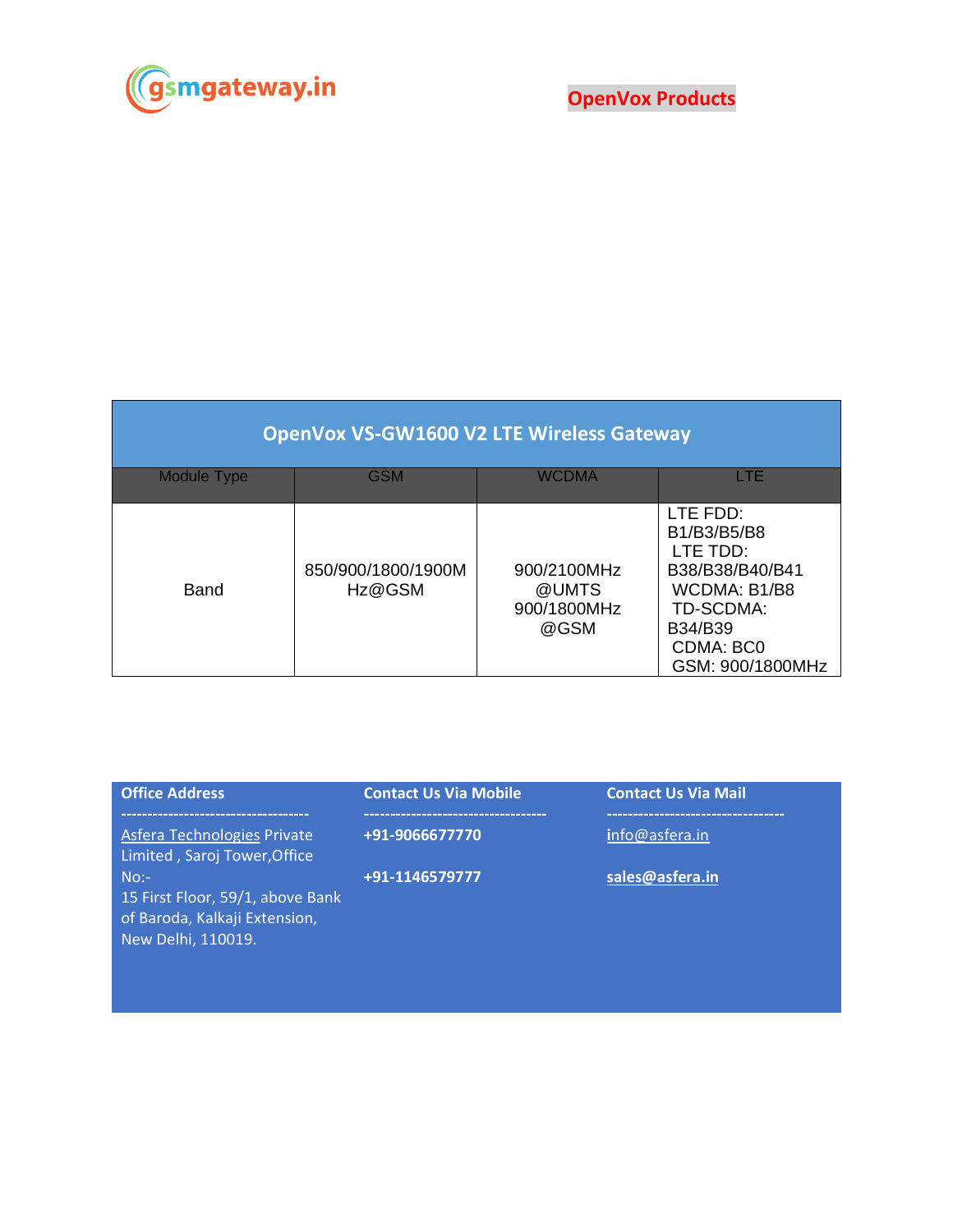gsmgateway.in

OpenVox Products

| OpenVox VS-GW1600 V2 LTE Wireless Gateway | | | |
|---|---|---|---|
| Module Type | GSM | WCDMA | LTE |
| Band | 850/900/1800/1900MHz@GSM | 900/2100MHz @UMTS 900/1800MHz @GSM | LTE FDD: B1/B3/B5/B8 LTE TDD: B38/B38/B40/B41 WCDMA: B1/B8 TD-SCDMA: B34/B39 CDMA: BC0 GSM: 900/1800MHz |

**Office Address**

-----------------------------------

Asfera Technologies Private Limited , Saroj Tower,Office No:-
15 First Floor, 59/1, above Bank of Baroda, Kalkaji Extension, New Delhi, 110019.

**Contact Us Via Mobile**

-----------------------------------

**+91-9066677770**

**+91-1146579777**

**Contact Us Via Mail**

---------------------------------

info@asfera.in

**sales@asfera.in**